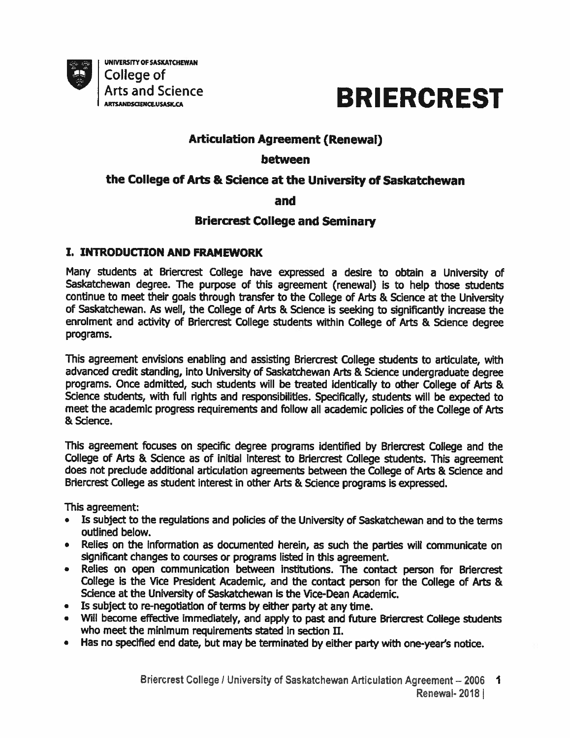UNIVERSITY OF SASKATCHEWAN
College of
Arts and Science
ARTSANDSCIENCE.USASK.CA

**BRIERCREST**

# Articulation Agreement (Renewal)

## between

## the College of Arts & Science at the University of Saskatchewan

## and

## Briercrest College and Seminary

### I. INTRODUCTION AND FRAMEWORK

Many students at Briercrest College have expressed a desire to obtain a University of Saskatchewan degree. The purpose of this agreement (renewal) is to help those students continue to meet their goals through transfer to the College of Arts & Science at the University of Saskatchewan. As well, the College of Arts & Science is seeking to significantly increase the enrolment and activity of Briercrest College students within College of Arts & Science degree programs.

This agreement envisions enabling and assisting Briercrest College students to articulate, with advanced credit standing, into University of Saskatchewan Arts & Science undergraduate degree programs. Once admitted, such students will be treated identically to other College of Arts & Science students, with full rights and responsibilities. Specifically, students will be expected to meet the academic progress requirements and follow all academic policies of the College of Arts & Science.

This agreement focuses on specific degree programs identified by Briercrest College and the College of Arts & Science as of initial interest to Briercrest College students. This agreement does not preclude additional articulation agreements between the College of Arts & Science and Briercrest College as student interest in other Arts & Science programs is expressed.

This agreement:

- Is subject to the regulations and policies of the University of Saskatchewan and to the terms outlined below.
- Relies on the information as documented herein, as such the parties will communicate on significant changes to courses or programs listed in this agreement.
- Relies on open communication between institutions. The contact person for Briercrest College is the Vice President Academic, and the contact person for the College of Arts & Science at the University of Saskatchewan is the Vice-Dean Academic.
- Is subject to re-negotiation of terms by either party at any time.
- Will become effective immediately, and apply to past and future Briercrest College students who meet the minimum requirements stated in section II.
- Has no specified end date, but may be terminated by either party with one-year's notice.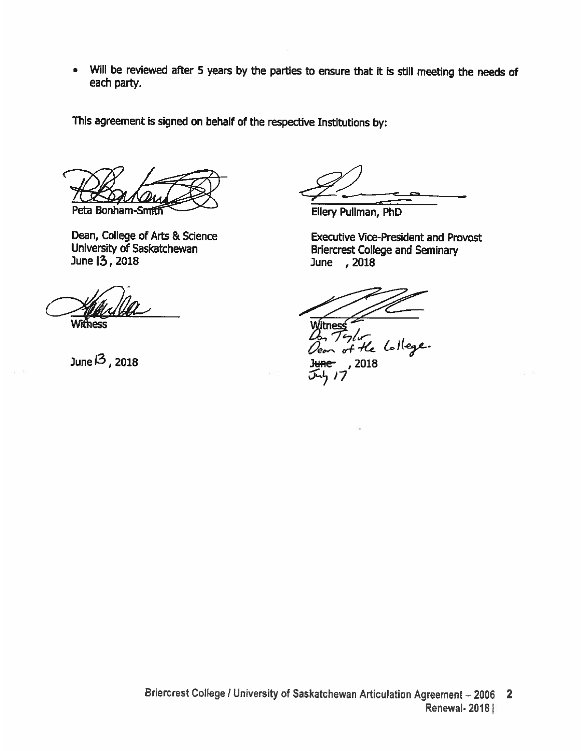- Will be reviewed after 5 years by the parties to ensure that it is still meeting the needs of each party.

This agreement is signed on behalf of the respective Institutions by:

Peta Bonham-Smith

Dean, College of Arts & Science
University of Saskatchewan
June 13, 2018

Witness

June 13, 2018

Ellery Pullman, PhD

Executive Vice-President and Provost
Briercrest College and Seminary
June , 2018

Witness
Don Taylor
Dean of the College.
~~June~~ , 2018
July 17

Briercrest College / University of Saskatchewan Articulation Agreement – 2006
Renewal- 2018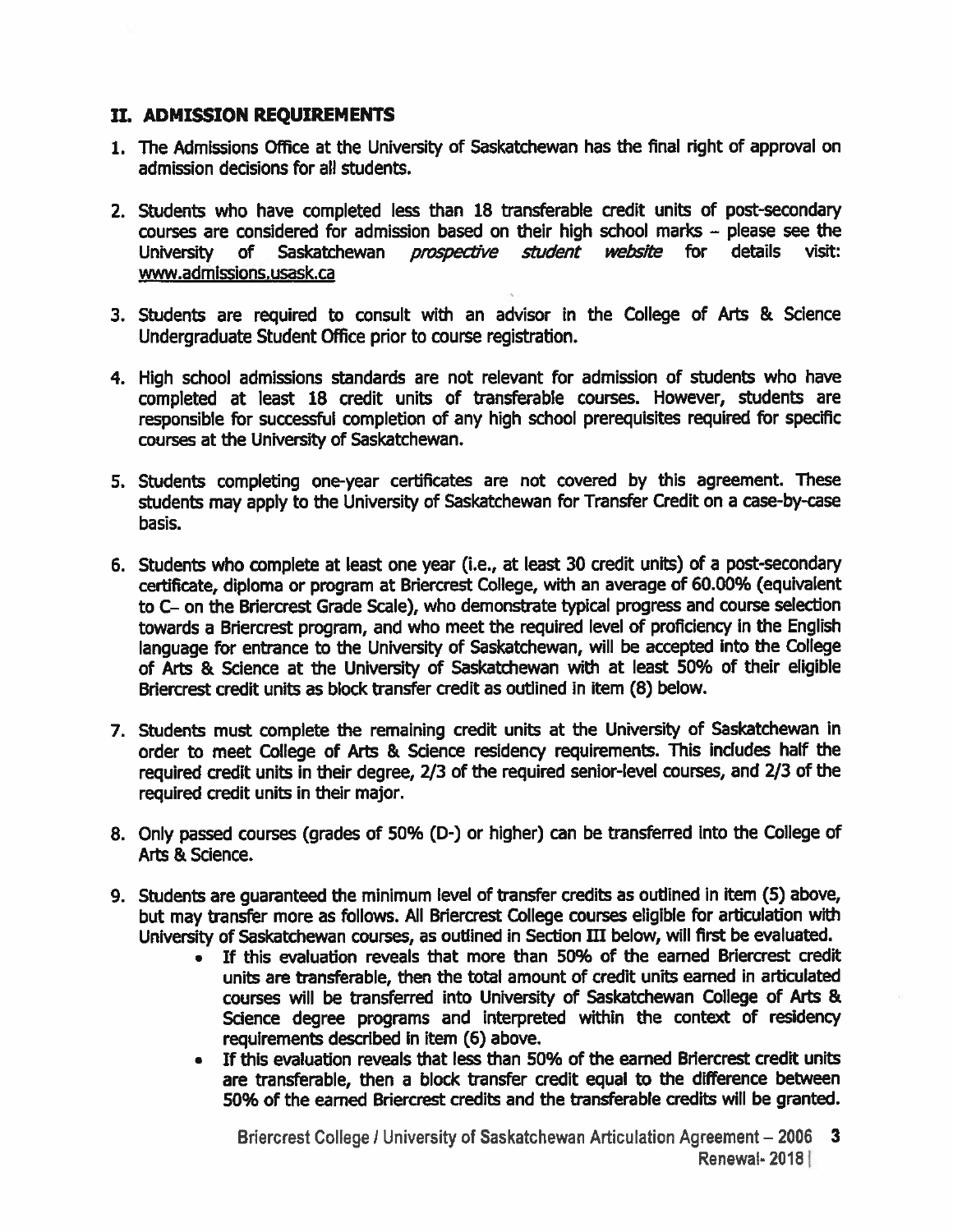## II. ADMISSION REQUIREMENTS

1. The Admissions Office at the University of Saskatchewan has the final right of approval on admission decisions for all students.

2. Students who have completed less than 18 transferable credit units of post-secondary courses are considered for admission based on their high school marks – please see the University of Saskatchewan *prospective student website* for details visit: www.admissions.usask.ca

3. Students are required to consult with an advisor in the College of Arts & Science Undergraduate Student Office prior to course registration.

4. High school admissions standards are not relevant for admission of students who have completed at least 18 credit units of transferable courses. However, students are responsible for successful completion of any high school prerequisites required for specific courses at the University of Saskatchewan.

5. Students completing one-year certificates are not covered by this agreement. These students may apply to the University of Saskatchewan for Transfer Credit on a case-by-case basis.

6. Students who complete at least one year (i.e., at least 30 credit units) of a post-secondary certificate, diploma or program at Briercrest College, with an average of 60.00% (equivalent to C– on the Briercrest Grade Scale), who demonstrate typical progress and course selection towards a Briercrest program, and who meet the required level of proficiency in the English language for entrance to the University of Saskatchewan, will be accepted into the College of Arts & Science at the University of Saskatchewan with at least 50% of their eligible Briercrest credit units as block transfer credit as outlined in item (8) below.

7. Students must complete the remaining credit units at the University of Saskatchewan in order to meet College of Arts & Science residency requirements. This includes half the required credit units in their degree, 2/3 of the required senior-level courses, and 2/3 of the required credit units in their major.

8. Only passed courses (grades of 50% (D-) or higher) can be transferred into the College of Arts & Science.

9. Students are guaranteed the minimum level of transfer credits as outlined in item (5) above, but may transfer more as follows. All Briercrest College courses eligible for articulation with University of Saskatchewan courses, as outlined in Section III below, will first be evaluated.
   - If this evaluation reveals that more than 50% of the earned Briercrest credit units are transferable, then the total amount of credit units earned in articulated courses will be transferred into University of Saskatchewan College of Arts & Science degree programs and interpreted within the context of residency requirements described in item (6) above.
   - If this evaluation reveals that less than 50% of the earned Briercrest credit units are transferable, then a block transfer credit equal to the difference between 50% of the earned Briercrest credits and the transferable credits will be granted.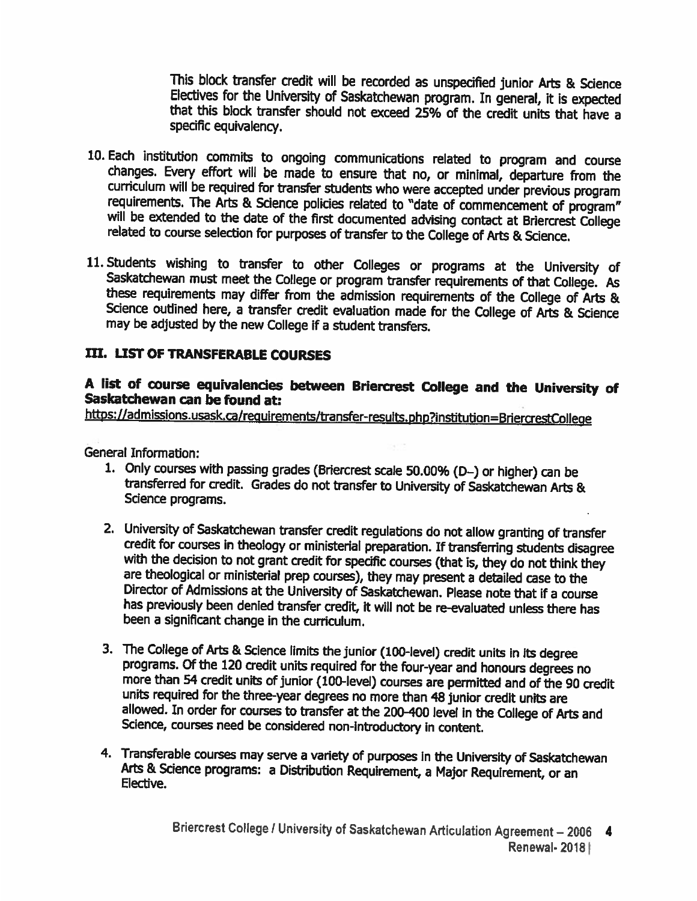This block transfer credit will be recorded as unspecified junior Arts & Science Electives for the University of Saskatchewan program. In general, it is expected that this block transfer should not exceed 25% of the credit units that have a specific equivalency.

10. Each institution commits to ongoing communications related to program and course changes. Every effort will be made to ensure that no, or minimal, departure from the curriculum will be required for transfer students who were accepted under previous program requirements. The Arts & Science policies related to "date of commencement of program" will be extended to the date of the first documented advising contact at Briercrest College related to course selection for purposes of transfer to the College of Arts & Science.

11. Students wishing to transfer to other Colleges or programs at the University of Saskatchewan must meet the College or program transfer requirements of that College. As these requirements may differ from the admission requirements of the College of Arts & Science outlined here, a transfer credit evaluation made for the College of Arts & Science may be adjusted by the new College if a student transfers.

## III. LIST OF TRANSFERABLE COURSES

### A list of course equivalencies between Briercrest College and the University of Saskatchewan can be found at:

https://admissions.usask.ca/requirements/transfer-results.php?institution=BriercrestCollege

General Information:

1. Only courses with passing grades (Briercrest scale 50.00% (D–) or higher) can be transferred for credit. Grades do not transfer to University of Saskatchewan Arts & Science programs.

2. University of Saskatchewan transfer credit regulations do not allow granting of transfer credit for courses in theology or ministerial preparation. If transferring students disagree with the decision to not grant credit for specific courses (that is, they do not think they are theological or ministerial prep courses), they may present a detailed case to the Director of Admissions at the University of Saskatchewan. Please note that if a course has previously been denied transfer credit, it will not be re-evaluated unless there has been a significant change in the curriculum.

3. The College of Arts & Science limits the junior (100-level) credit units in its degree programs. Of the 120 credit units required for the four-year and honours degrees no more than 54 credit units of junior (100-level) courses are permitted and of the 90 credit units required for the three-year degrees no more than 48 junior credit units are allowed. In order for courses to transfer at the 200-400 level in the College of Arts and Science, courses need be considered non-introductory in content.

4. Transferable courses may serve a variety of purposes in the University of Saskatchewan Arts & Science programs: a Distribution Requirement, a Major Requirement, or an Elective.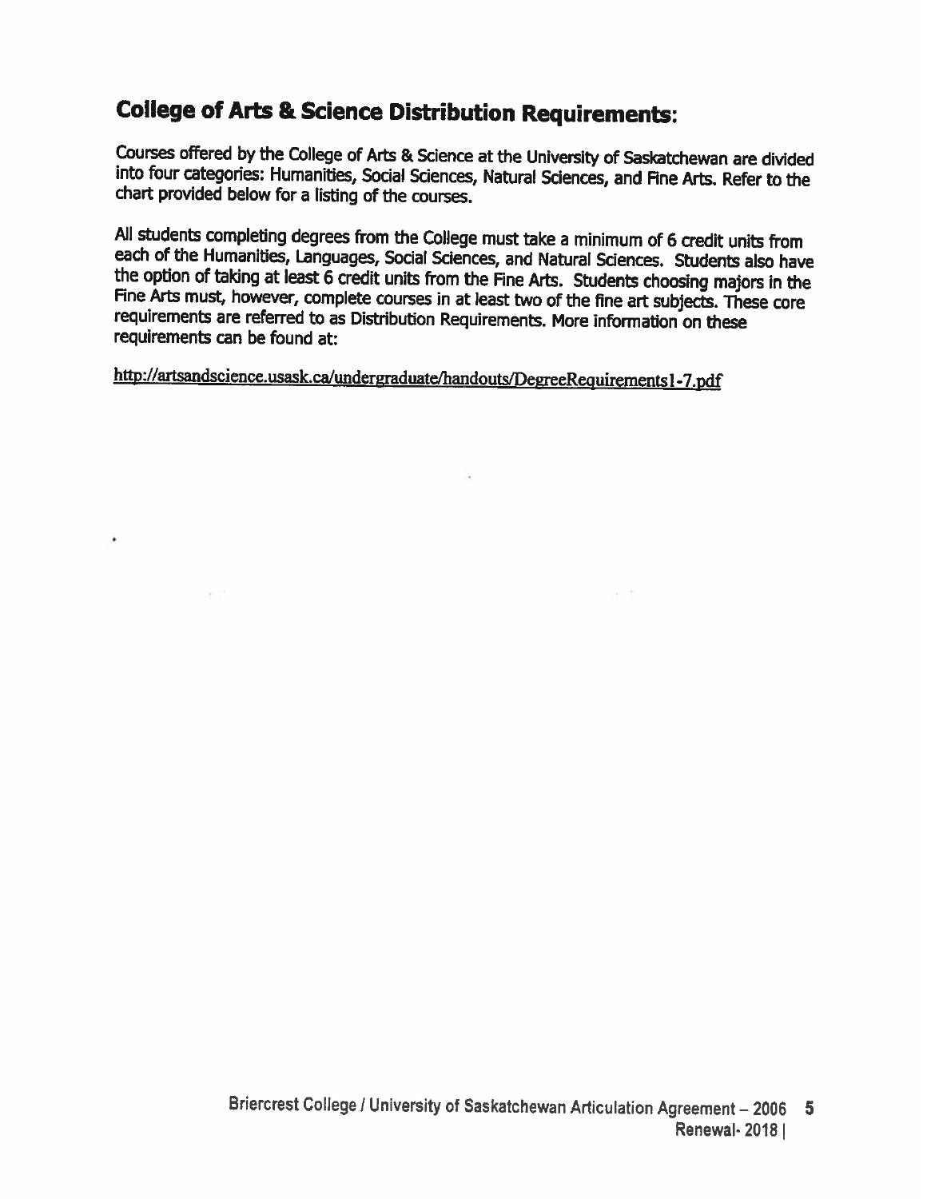## College of Arts & Science Distribution Requirements:

Courses offered by the College of Arts & Science at the University of Saskatchewan are divided into four categories: Humanities, Social Sciences, Natural Sciences, and Fine Arts. Refer to the chart provided below for a listing of the courses.

All students completing degrees from the College must take a minimum of 6 credit units from each of the Humanities, Languages, Social Sciences, and Natural Sciences. Students also have the option of taking at least 6 credit units from the Fine Arts. Students choosing majors in the Fine Arts must, however, complete courses in at least two of the fine art subjects. These core requirements are referred to as Distribution Requirements. More information on these requirements can be found at:

http://artsandscience.usask.ca/undergraduate/handouts/DegreeRequirements1-7.pdf